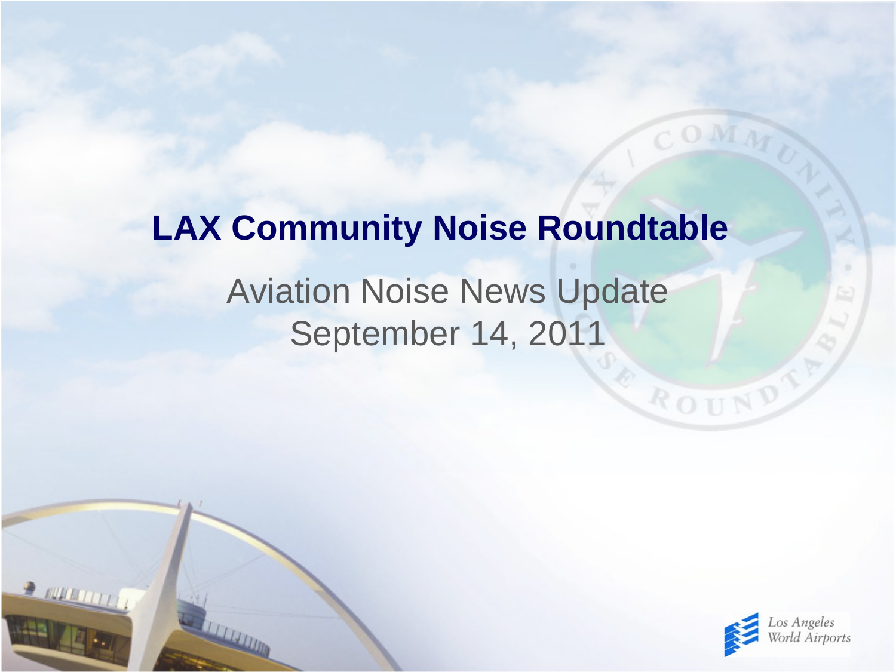# LAX Community Noise Roundtable

Aviation Noise News Update

September 14, 2011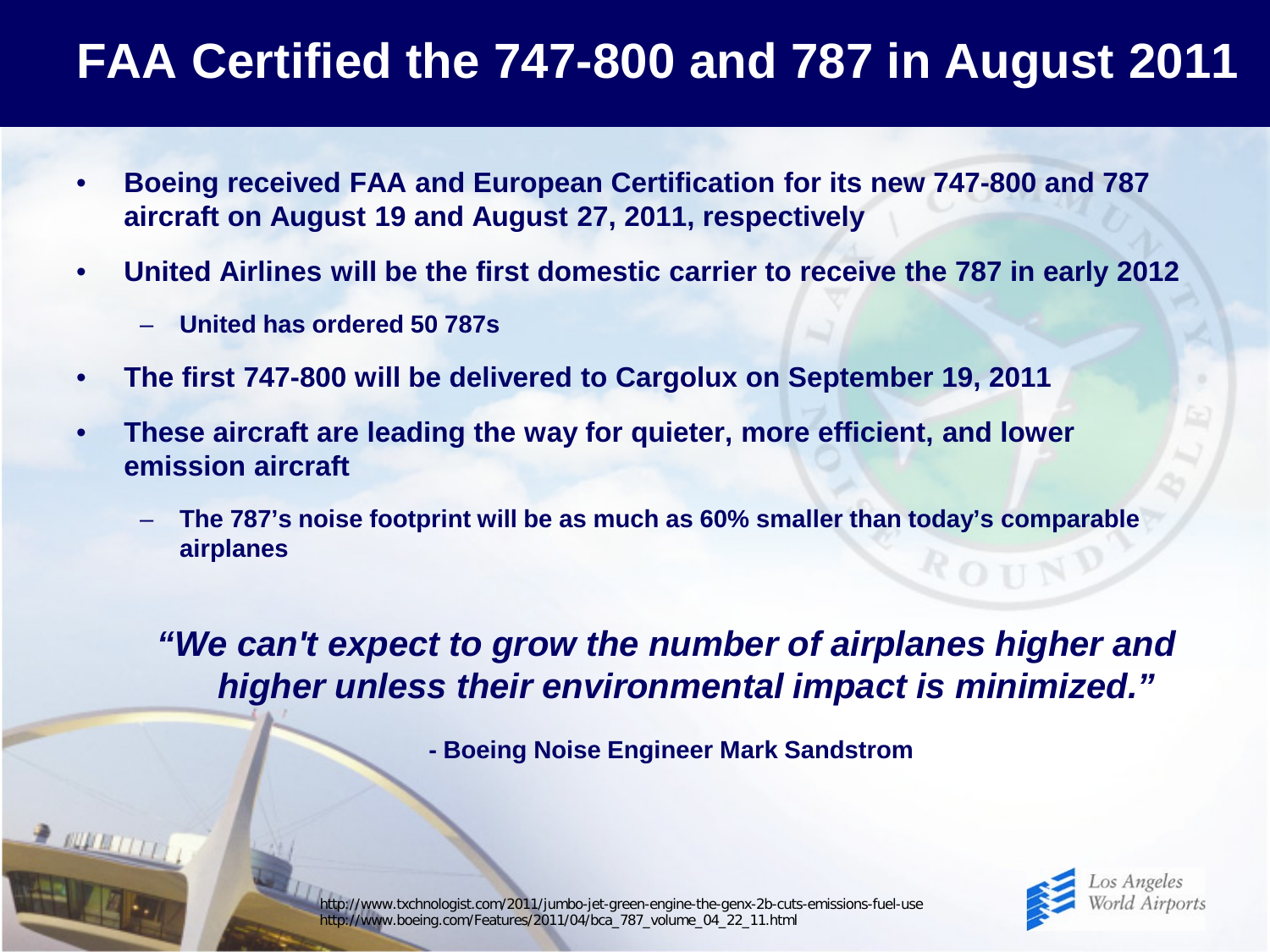# FAA Certified the 747-800 and 787 in August 2011

- **Boeing received FAA and European Certification for its new 747-800 and 787 aircraft on August 19 and August 27, 2011, respectively**
- **United Airlines will be the first domestic carrier to receive the 787 in early 2012**
  - **United has ordered 50 787s**
- **The first 747-800 will be delivered to Cargolux on September 19, 2011**
- **These aircraft are leading the way for quieter, more efficient, and lower emission aircraft**
  - **The 787's noise footprint will be as much as 60% smaller than today's comparable airplanes**

***"We can't expect to grow the number of airplanes higher and higher unless their environmental impact is minimized."***

**- Boeing Noise Engineer Mark Sandstrom**

http://www.txchnologist.com/2011/jumbo-jet-green-engine-the-genx-2b-cuts-emissions-fuel-use
http://www.boeing.com/Features/2011/04/bca_787_volume_04_22_11.html

Los Angeles World Airports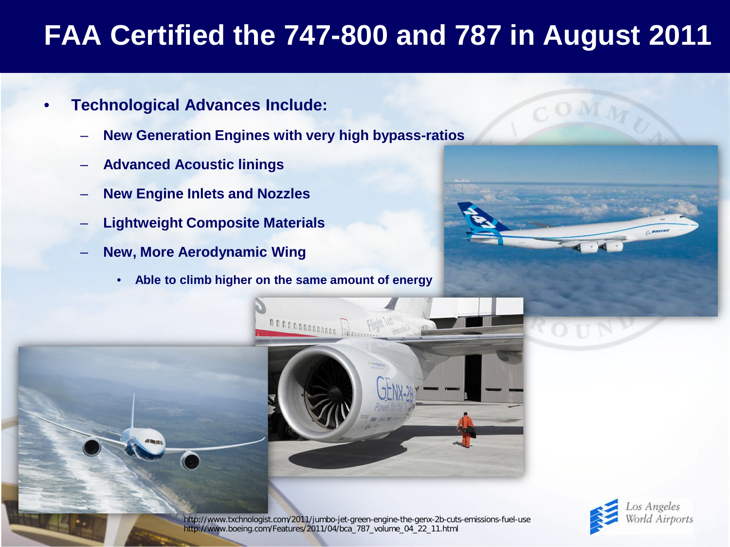# FAA Certified the 747-800 and 787 in August 2011

- **Technological Advances Include:**
  - **New Generation Engines with very high bypass-ratios**
  - **Advanced Acoustic linings**
  - **New Engine Inlets and Nozzles**
  - **Lightweight Composite Materials**
  - **New, More Aerodynamic Wing**
    - **Able to climb higher on the same amount of energy**

http://www.txchnologist.com/2011/jumbo-jet-green-engine-the-genx-2b-cuts-emissions-fuel-use
http://www.boeing.com/Features/2011/04/bca_787_volume_04_22_11.html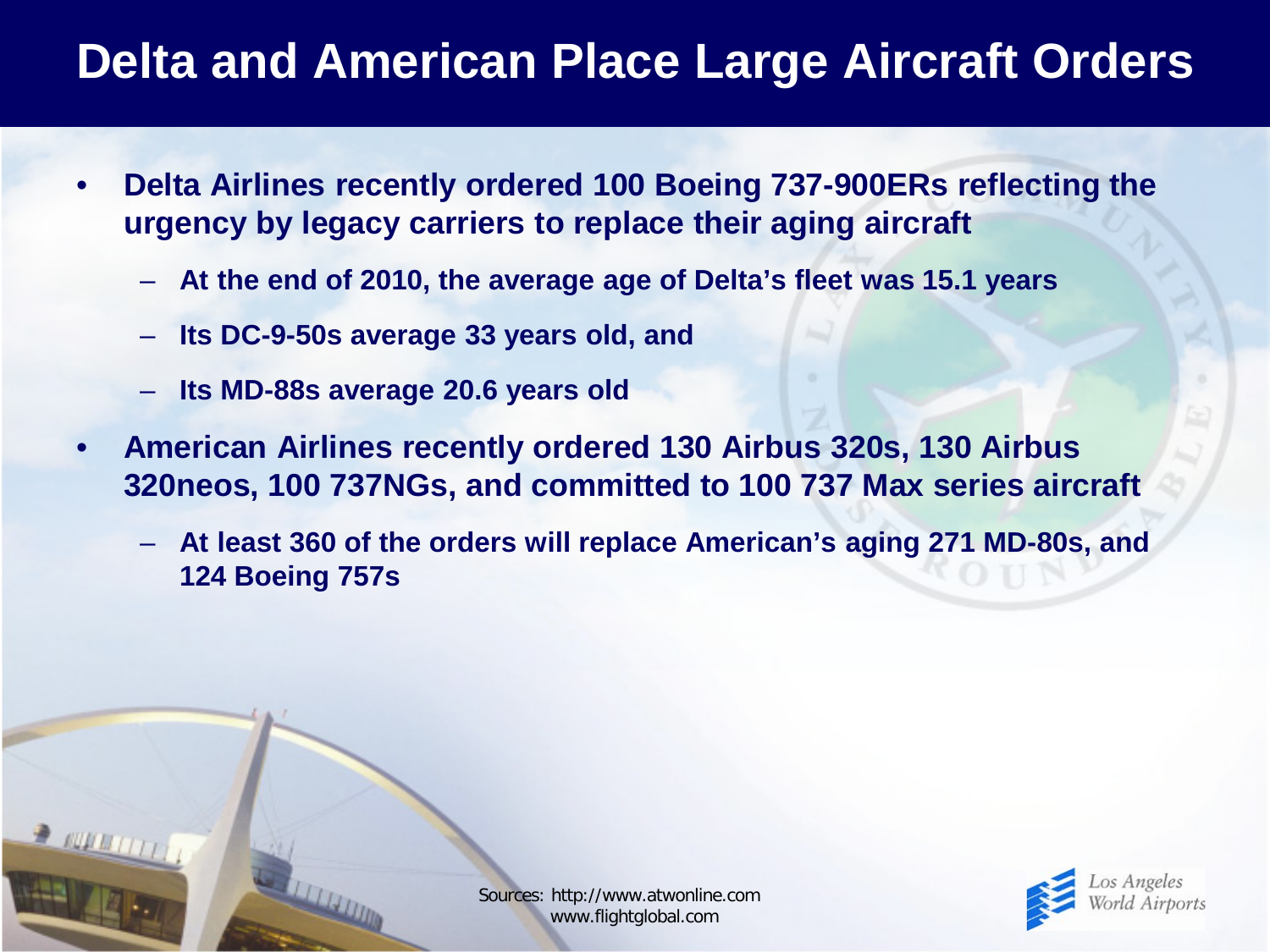# Delta and American Place Large Aircraft Orders

- **Delta Airlines recently ordered 100 Boeing 737-900ERs reflecting the urgency by legacy carriers to replace their aging aircraft**
  - **At the end of 2010, the average age of Delta's fleet was 15.1 years**
  - **Its DC-9-50s average 33 years old, and**
  - **Its MD-88s average 20.6 years old**
- **American Airlines recently ordered 130 Airbus 320s, 130 Airbus 320neos, 100 737NGs, and committed to 100 737 Max series aircraft**
  - **At least 360 of the orders will replace American's aging 271 MD-80s, and 124 Boeing 757s**

Sources: http://www.atwonline.com
www.flightglobal.com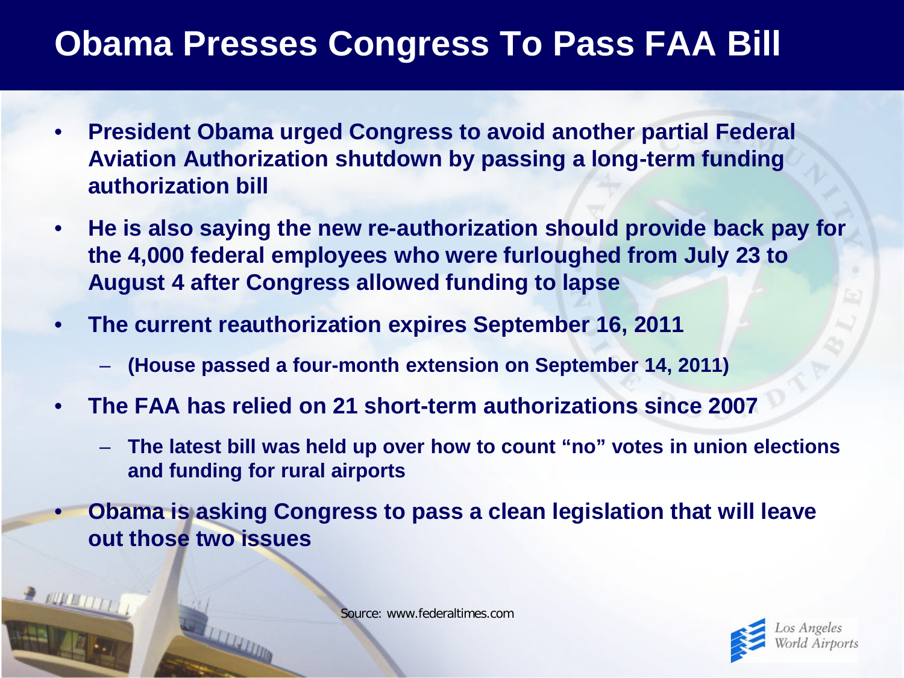# Obama Presses Congress To Pass FAA Bill

- **President Obama urged Congress to avoid another partial Federal Aviation Authorization shutdown by passing a long-term funding authorization bill**
- **He is also saying the new re-authorization should provide back pay for the 4,000 federal employees who were furloughed from July 23 to August 4 after Congress allowed funding to lapse**
- **The current reauthorization expires September 16, 2011**
  - **(House passed a four-month extension on September 14, 2011)**
- **The FAA has relied on 21 short-term authorizations since 2007**
  - **The latest bill was held up over how to count "no" votes in union elections and funding for rural airports**
- **Obama is asking Congress to pass a clean legislation that will leave out those two issues**

Source: www.federaltimes.com

Los Angeles World Airports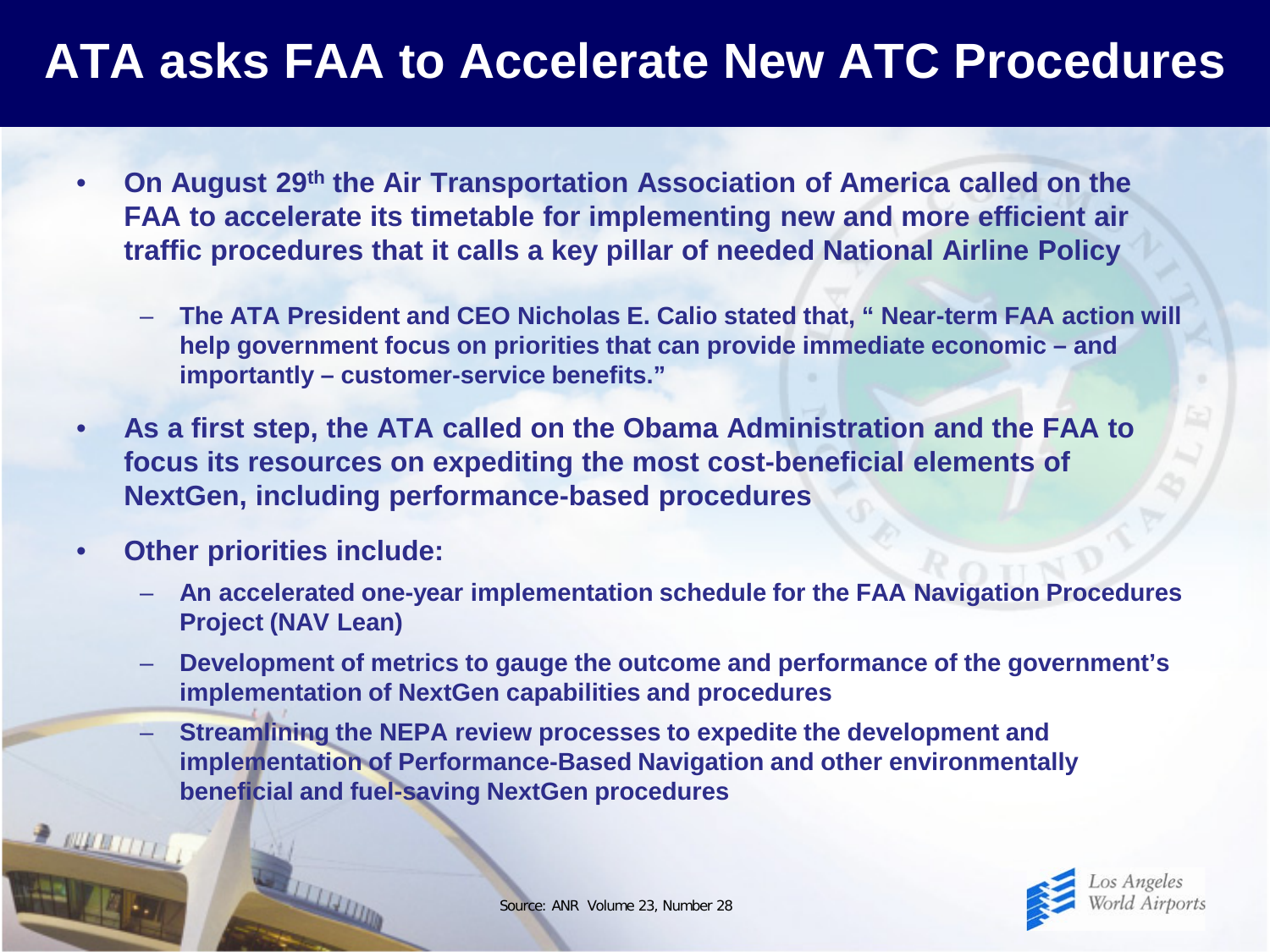# ATA asks FAA to Accelerate New ATC Procedures

- **On August 29th the Air Transportation Association of America called on the FAA to accelerate its timetable for implementing new and more efficient air traffic procedures that it calls a key pillar of needed National Airline Policy**
  - **The ATA President and CEO Nicholas E. Calio stated that, " Near-term FAA action will help government focus on priorities that can provide immediate economic – and importantly – customer-service benefits."**
- **As a first step, the ATA called on the Obama Administration and the FAA to focus its resources on expediting the most cost-beneficial elements of NextGen, including performance-based procedures**
- **Other priorities include:**
  - **An accelerated one-year implementation schedule for the FAA Navigation Procedures Project (NAV Lean)**
  - **Development of metrics to gauge the outcome and performance of the government's implementation of NextGen capabilities and procedures**
  - **Streamlining the NEPA review processes to expedite the development and implementation of Performance-Based Navigation and other environmentally beneficial and fuel-saving NextGen procedures**

Source: ANR Volume 23, Number 28

Los Angeles World Airports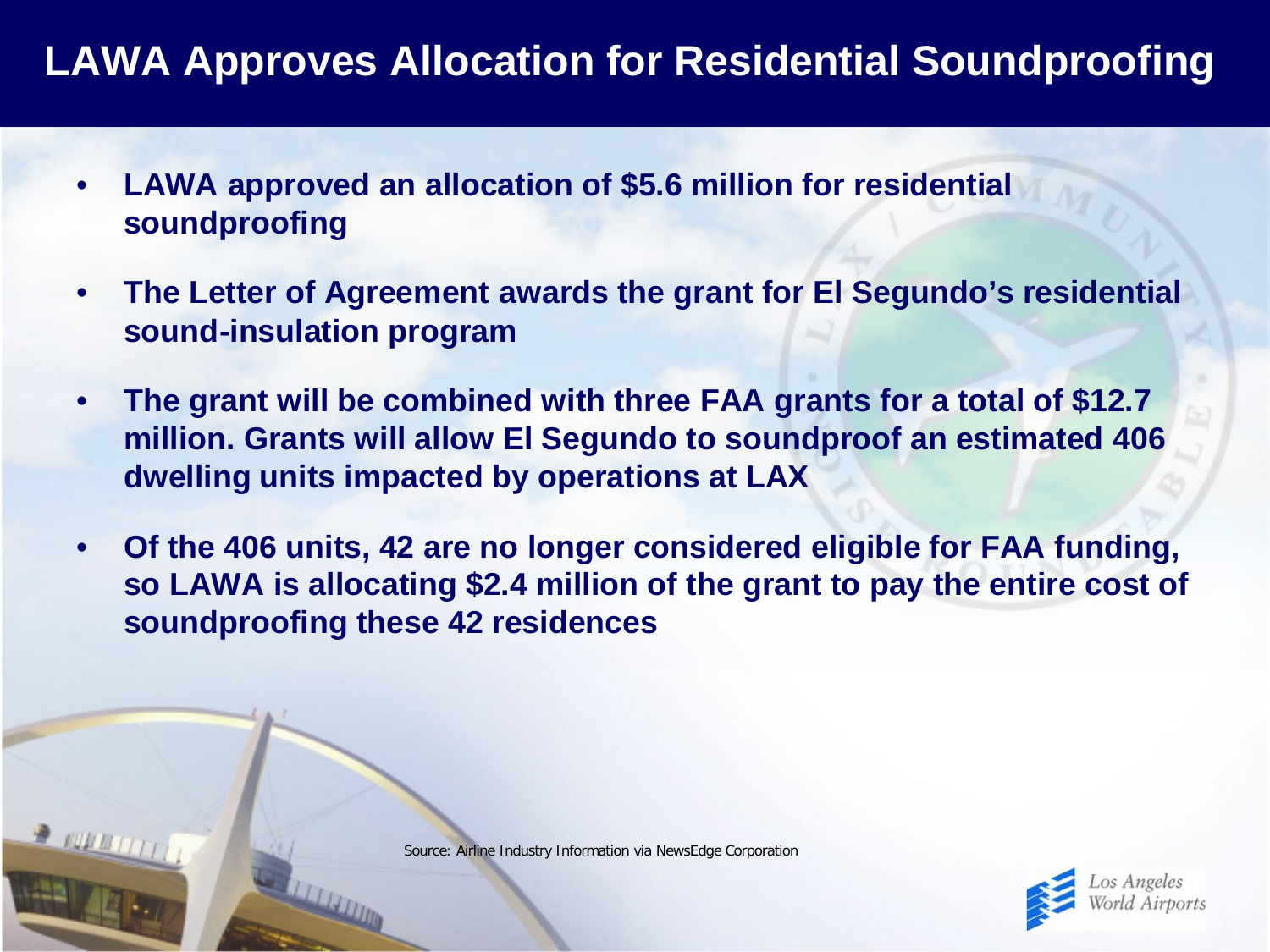# LAWA Approves Allocation for Residential Soundproofing

- **LAWA approved an allocation of $5.6 million for residential soundproofing**
- **The Letter of Agreement awards the grant for El Segundo's residential sound-insulation program**
- **The grant will be combined with three FAA grants for a total of $12.7 million. Grants will allow El Segundo to soundproof an estimated 406 dwelling units impacted by operations at LAX**
- **Of the 406 units, 42 are no longer considered eligible for FAA funding, so LAWA is allocating $2.4 million of the grant to pay the entire cost of soundproofing these 42 residences**

Source: Airline Industry Information via NewsEdge Corporation

Los Angeles World Airports